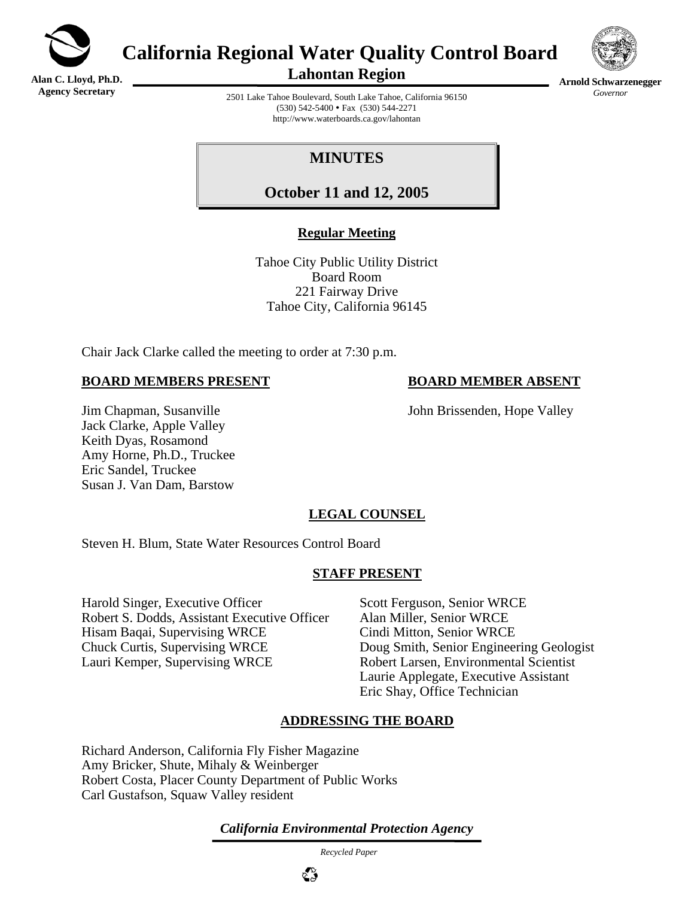# California Regional Water Quality Control Board

## Lahontan Region

**Alan C. Lloyd, Ph.D.**
**Agency Secretary**

**Arnold Schwarzenegger**
*Governor*

2501 Lake Tahoe Boulevard, South Lake Tahoe, California 96150
(530) 542-5400 • Fax (530) 544-2271
http://www.waterboards.ca.gov/lahontan

## MINUTES

## October 11 and 12, 2005

**Regular Meeting**

Tahoe City Public Utility District
Board Room
221 Fairway Drive
Tahoe City, California 96145

Chair Jack Clarke called the meeting to order at 7:30 p.m.

**BOARD MEMBERS PRESENT**

Jim Chapman, Susanville
Jack Clarke, Apple Valley
Keith Dyas, Rosamond
Amy Horne, Ph.D., Truckee
Eric Sandel, Truckee
Susan J. Van Dam, Barstow

**BOARD MEMBER ABSENT**

John Brissenden, Hope Valley

**LEGAL COUNSEL**

Steven H. Blum, State Water Resources Control Board

**STAFF PRESENT**

Harold Singer, Executive Officer
Robert S. Dodds, Assistant Executive Officer
Hisam Baqai, Supervising WRCE
Chuck Curtis, Supervising WRCE
Lauri Kemper, Supervising WRCE
Scott Ferguson, Senior WRCE
Alan Miller, Senior WRCE
Cindi Mitton, Senior WRCE
Doug Smith, Senior Engineering Geologist
Robert Larsen, Environmental Scientist
Laurie Applegate, Executive Assistant
Eric Shay, Office Technician

**ADDRESSING THE BOARD**

Richard Anderson, California Fly Fisher Magazine
Amy Bricker, Shute, Mihaly & Weinberger
Robert Costa, Placer County Department of Public Works
Carl Gustafson, Squaw Valley resident

*California Environmental Protection Agency*

*Recycled Paper*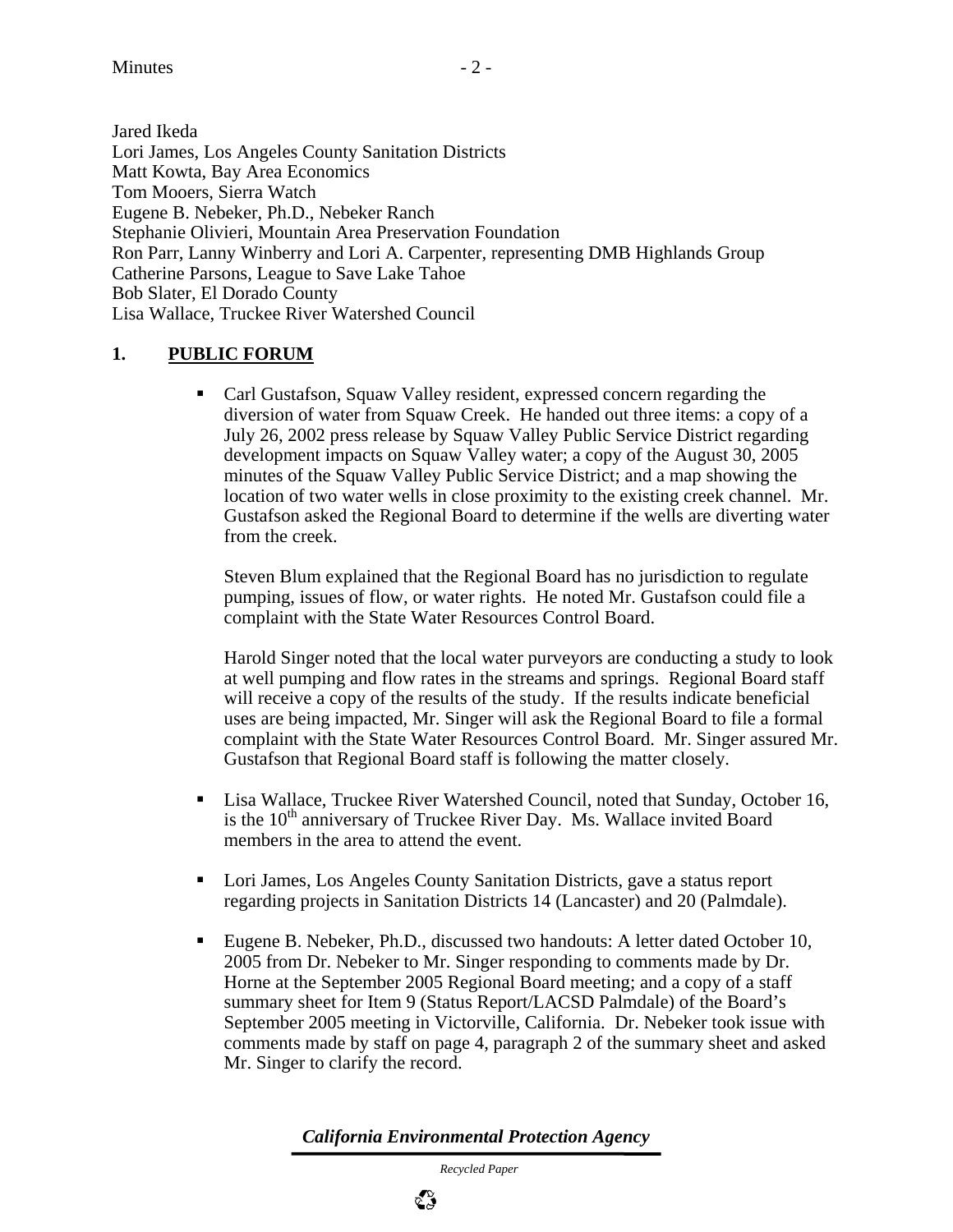Jared Ikeda
Lori James, Los Angeles County Sanitation Districts
Matt Kowta, Bay Area Economics
Tom Mooers, Sierra Watch
Eugene B. Nebeker, Ph.D., Nebeker Ranch
Stephanie Olivieri, Mountain Area Preservation Foundation
Ron Parr, Lanny Winberry and Lori A. Carpenter, representing DMB Highlands Group
Catherine Parsons, League to Save Lake Tahoe
Bob Slater, El Dorado County
Lisa Wallace, Truckee River Watershed Council

## 1. PUBLIC FORUM

- Carl Gustafson, Squaw Valley resident, expressed concern regarding the diversion of water from Squaw Creek. He handed out three items: a copy of a July 26, 2002 press release by Squaw Valley Public Service District regarding development impacts on Squaw Valley water; a copy of the August 30, 2005 minutes of the Squaw Valley Public Service District; and a map showing the location of two water wells in close proximity to the existing creek channel. Mr. Gustafson asked the Regional Board to determine if the wells are diverting water from the creek.

  Steven Blum explained that the Regional Board has no jurisdiction to regulate pumping, issues of flow, or water rights. He noted Mr. Gustafson could file a complaint with the State Water Resources Control Board.

  Harold Singer noted that the local water purveyors are conducting a study to look at well pumping and flow rates in the streams and springs. Regional Board staff will receive a copy of the results of the study. If the results indicate beneficial uses are being impacted, Mr. Singer will ask the Regional Board to file a formal complaint with the State Water Resources Control Board. Mr. Singer assured Mr. Gustafson that Regional Board staff is following the matter closely.

- Lisa Wallace, Truckee River Watershed Council, noted that Sunday, October 16, is the 10th anniversary of Truckee River Day. Ms. Wallace invited Board members in the area to attend the event.

- Lori James, Los Angeles County Sanitation Districts, gave a status report regarding projects in Sanitation Districts 14 (Lancaster) and 20 (Palmdale).

- Eugene B. Nebeker, Ph.D., discussed two handouts: A letter dated October 10, 2005 from Dr. Nebeker to Mr. Singer responding to comments made by Dr. Horne at the September 2005 Regional Board meeting; and a copy of a staff summary sheet for Item 9 (Status Report/LACSD Palmdale) of the Board's September 2005 meeting in Victorville, California. Dr. Nebeker took issue with comments made by staff on page 4, paragraph 2 of the summary sheet and asked Mr. Singer to clarify the record.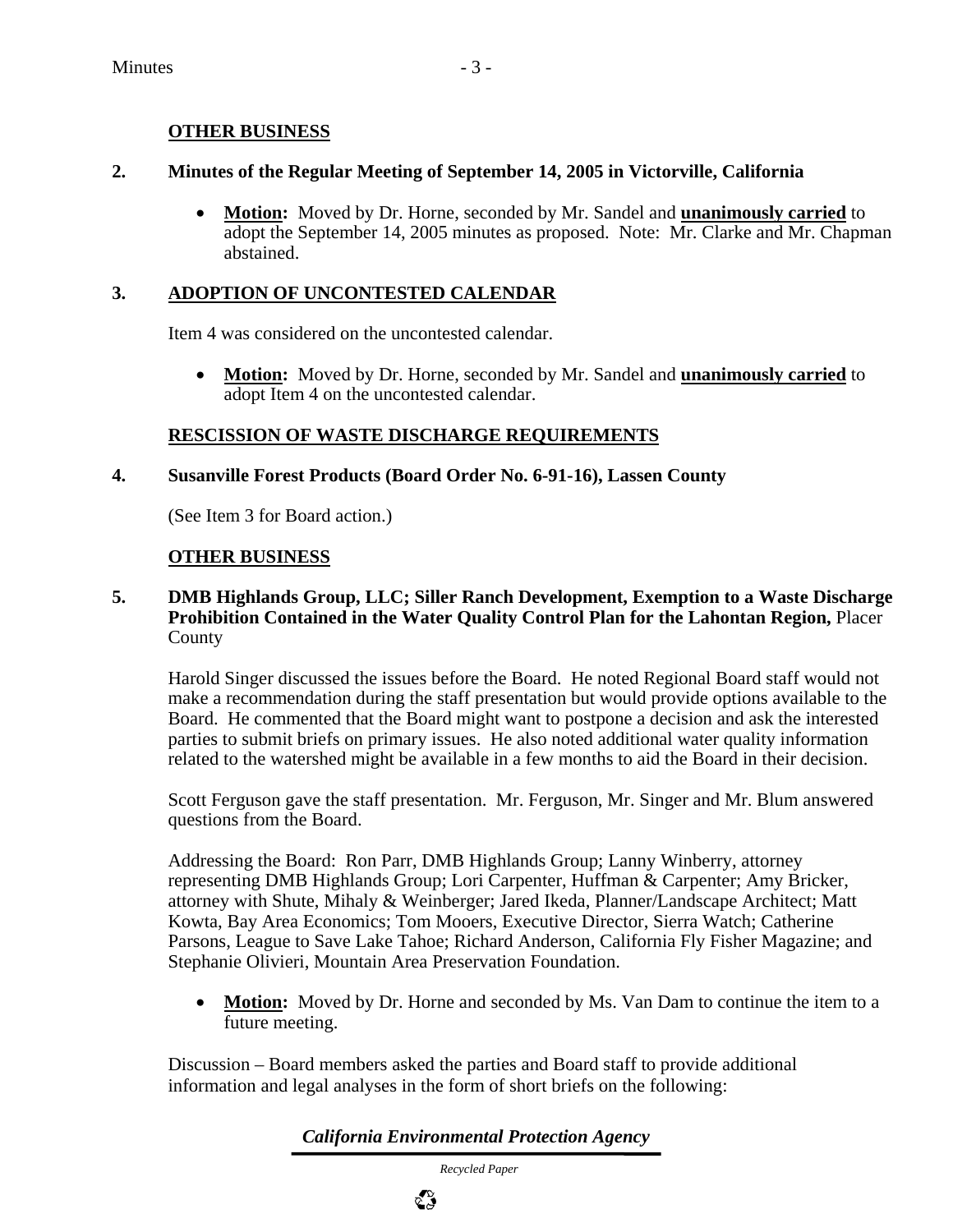**OTHER BUSINESS**

**2. Minutes of the Regular Meeting of September 14, 2005 in Victorville, California**

- **Motion:** Moved by Dr. Horne, seconded by Mr. Sandel and **unanimously carried** to adopt the September 14, 2005 minutes as proposed. Note: Mr. Clarke and Mr. Chapman abstained.

**3. ADOPTION OF UNCONTESTED CALENDAR**

Item 4 was considered on the uncontested calendar.

- **Motion:** Moved by Dr. Horne, seconded by Mr. Sandel and **unanimously carried** to adopt Item 4 on the uncontested calendar.

**RESCISSION OF WASTE DISCHARGE REQUIREMENTS**

**4. Susanville Forest Products (Board Order No. 6-91-16), Lassen County**

(See Item 3 for Board action.)

**OTHER BUSINESS**

**5. DMB Highlands Group, LLC; Siller Ranch Development, Exemption to a Waste Discharge Prohibition Contained in the Water Quality Control Plan for the Lahontan Region,** Placer County

Harold Singer discussed the issues before the Board. He noted Regional Board staff would not make a recommendation during the staff presentation but would provide options available to the Board. He commented that the Board might want to postpone a decision and ask the interested parties to submit briefs on primary issues. He also noted additional water quality information related to the watershed might be available in a few months to aid the Board in their decision.

Scott Ferguson gave the staff presentation. Mr. Ferguson, Mr. Singer and Mr. Blum answered questions from the Board.

Addressing the Board: Ron Parr, DMB Highlands Group; Lanny Winberry, attorney representing DMB Highlands Group; Lori Carpenter, Huffman & Carpenter; Amy Bricker, attorney with Shute, Mihaly & Weinberger; Jared Ikeda, Planner/Landscape Architect; Matt Kowta, Bay Area Economics; Tom Mooers, Executive Director, Sierra Watch; Catherine Parsons, League to Save Lake Tahoe; Richard Anderson, California Fly Fisher Magazine; and Stephanie Olivieri, Mountain Area Preservation Foundation.

- **Motion:** Moved by Dr. Horne and seconded by Ms. Van Dam to continue the item to a future meeting.

Discussion – Board members asked the parties and Board staff to provide additional information and legal analyses in the form of short briefs on the following: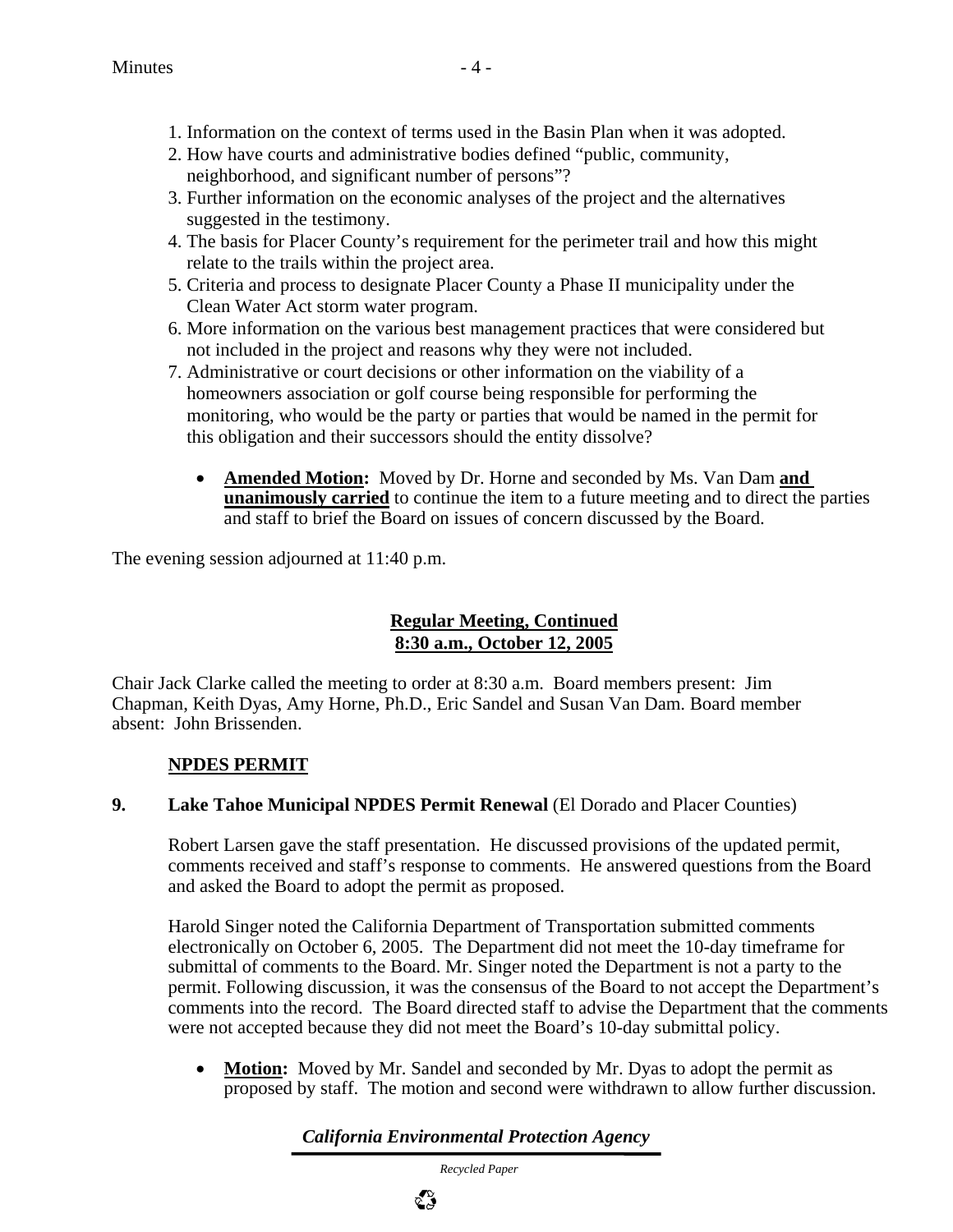1. Information on the context of terms used in the Basin Plan when it was adopted.
2. How have courts and administrative bodies defined "public, community, neighborhood, and significant number of persons"?
3. Further information on the economic analyses of the project and the alternatives suggested in the testimony.
4. The basis for Placer County's requirement for the perimeter trail and how this might relate to the trails within the project area.
5. Criteria and process to designate Placer County a Phase II municipality under the Clean Water Act storm water program.
6. More information on the various best management practices that were considered but not included in the project and reasons why they were not included.
7. Administrative or court decisions or other information on the viability of a homeowners association or golf course being responsible for performing the monitoring, who would be the party or parties that would be named in the permit for this obligation and their successors should the entity dissolve?

- **Amended Motion:** Moved by Dr. Horne and seconded by Ms. Van Dam **and unanimously carried** to continue the item to a future meeting and to direct the parties and staff to brief the Board on issues of concern discussed by the Board.

The evening session adjourned at 11:40 p.m.

**Regular Meeting, Continued**
**8:30 a.m., October 12, 2005**

Chair Jack Clarke called the meeting to order at 8:30 a.m. Board members present: Jim Chapman, Keith Dyas, Amy Horne, Ph.D., Eric Sandel and Susan Van Dam. Board member absent: John Brissenden.

**NPDES PERMIT**

**9. Lake Tahoe Municipal NPDES Permit Renewal** (El Dorado and Placer Counties)

Robert Larsen gave the staff presentation. He discussed provisions of the updated permit, comments received and staff's response to comments. He answered questions from the Board and asked the Board to adopt the permit as proposed.

Harold Singer noted the California Department of Transportation submitted comments electronically on October 6, 2005. The Department did not meet the 10-day timeframe for submittal of comments to the Board. Mr. Singer noted the Department is not a party to the permit. Following discussion, it was the consensus of the Board to not accept the Department's comments into the record. The Board directed staff to advise the Department that the comments were not accepted because they did not meet the Board's 10-day submittal policy.

- **Motion:** Moved by Mr. Sandel and seconded by Mr. Dyas to adopt the permit as proposed by staff. The motion and second were withdrawn to allow further discussion.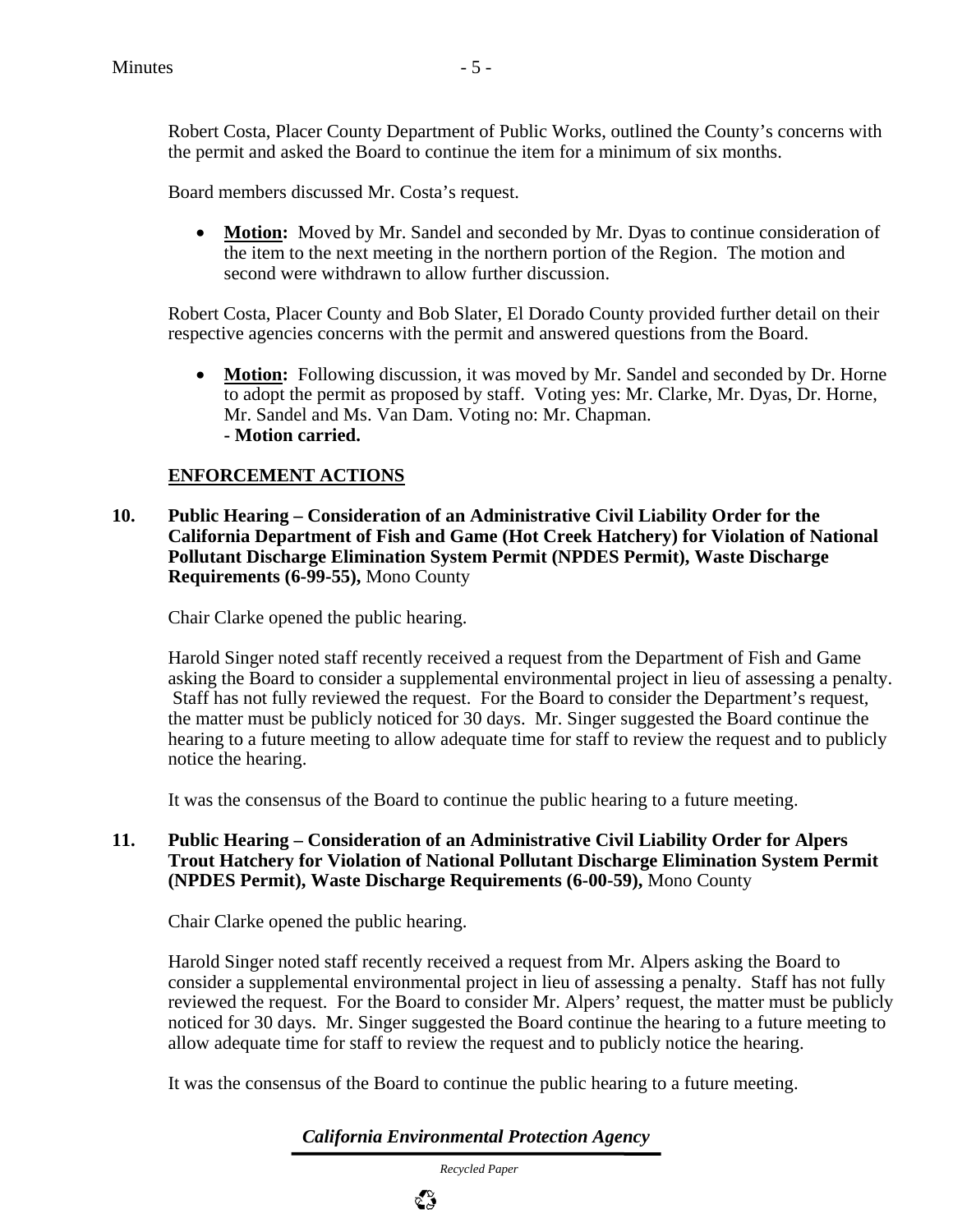Robert Costa, Placer County Department of Public Works, outlined the County's concerns with the permit and asked the Board to continue the item for a minimum of six months.

Board members discussed Mr. Costa's request.

- **Motion:** Moved by Mr. Sandel and seconded by Mr. Dyas to continue consideration of the item to the next meeting in the northern portion of the Region. The motion and second were withdrawn to allow further discussion.

Robert Costa, Placer County and Bob Slater, El Dorado County provided further detail on their respective agencies concerns with the permit and answered questions from the Board.

- **Motion:** Following discussion, it was moved by Mr. Sandel and seconded by Dr. Horne to adopt the permit as proposed by staff. Voting yes: Mr. Clarke, Mr. Dyas, Dr. Horne, Mr. Sandel and Ms. Van Dam. Voting no: Mr. Chapman.
  **- Motion carried.**

## ENFORCEMENT ACTIONS

**10. Public Hearing – Consideration of an Administrative Civil Liability Order for the California Department of Fish and Game (Hot Creek Hatchery) for Violation of National Pollutant Discharge Elimination System Permit (NPDES Permit), Waste Discharge Requirements (6-99-55),** Mono County

Chair Clarke opened the public hearing.

Harold Singer noted staff recently received a request from the Department of Fish and Game asking the Board to consider a supplemental environmental project in lieu of assessing a penalty. Staff has not fully reviewed the request. For the Board to consider the Department's request, the matter must be publicly noticed for 30 days. Mr. Singer suggested the Board continue the hearing to a future meeting to allow adequate time for staff to review the request and to publicly notice the hearing.

It was the consensus of the Board to continue the public hearing to a future meeting.

**11. Public Hearing – Consideration of an Administrative Civil Liability Order for Alpers Trout Hatchery for Violation of National Pollutant Discharge Elimination System Permit (NPDES Permit), Waste Discharge Requirements (6-00-59),** Mono County

Chair Clarke opened the public hearing.

Harold Singer noted staff recently received a request from Mr. Alpers asking the Board to consider a supplemental environmental project in lieu of assessing a penalty. Staff has not fully reviewed the request. For the Board to consider Mr. Alpers' request, the matter must be publicly noticed for 30 days. Mr. Singer suggested the Board continue the hearing to a future meeting to allow adequate time for staff to review the request and to publicly notice the hearing.

It was the consensus of the Board to continue the public hearing to a future meeting.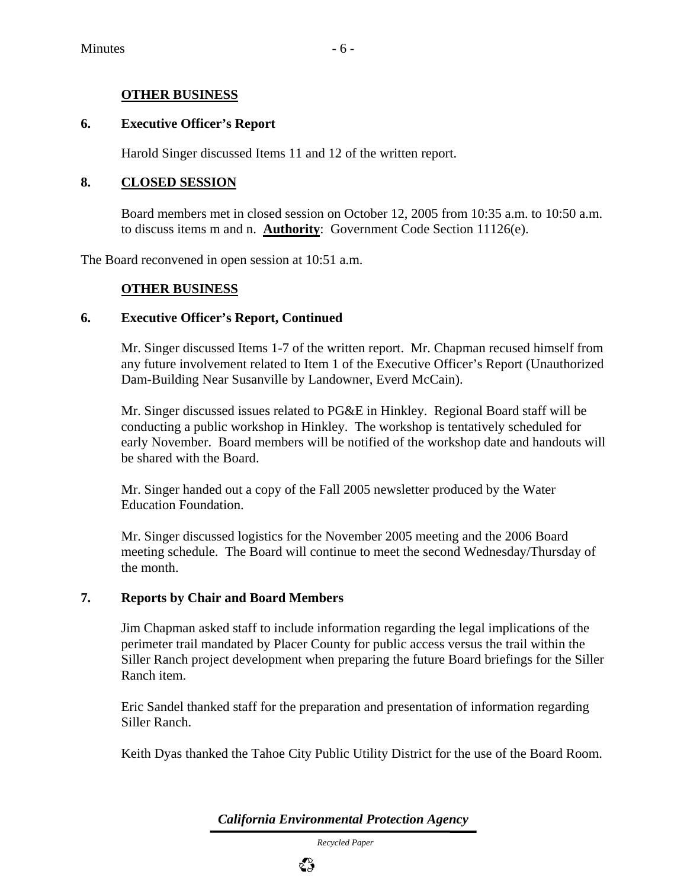## OTHER BUSINESS

### 6. Executive Officer's Report

Harold Singer discussed Items 11 and 12 of the written report.

### 8. CLOSED SESSION

Board members met in closed session on October 12, 2005 from 10:35 a.m. to 10:50 a.m. to discuss items m and n. **Authority**: Government Code Section 11126(e).

The Board reconvened in open session at 10:51 a.m.

## OTHER BUSINESS

### 6. Executive Officer's Report, Continued

Mr. Singer discussed Items 1-7 of the written report. Mr. Chapman recused himself from any future involvement related to Item 1 of the Executive Officer's Report (Unauthorized Dam-Building Near Susanville by Landowner, Everd McCain).

Mr. Singer discussed issues related to PG&E in Hinkley. Regional Board staff will be conducting a public workshop in Hinkley. The workshop is tentatively scheduled for early November. Board members will be notified of the workshop date and handouts will be shared with the Board.

Mr. Singer handed out a copy of the Fall 2005 newsletter produced by the Water Education Foundation.

Mr. Singer discussed logistics for the November 2005 meeting and the 2006 Board meeting schedule. The Board will continue to meet the second Wednesday/Thursday of the month.

### 7. Reports by Chair and Board Members

Jim Chapman asked staff to include information regarding the legal implications of the perimeter trail mandated by Placer County for public access versus the trail within the Siller Ranch project development when preparing the future Board briefings for the Siller Ranch item.

Eric Sandel thanked staff for the preparation and presentation of information regarding Siller Ranch.

Keith Dyas thanked the Tahoe City Public Utility District for the use of the Board Room.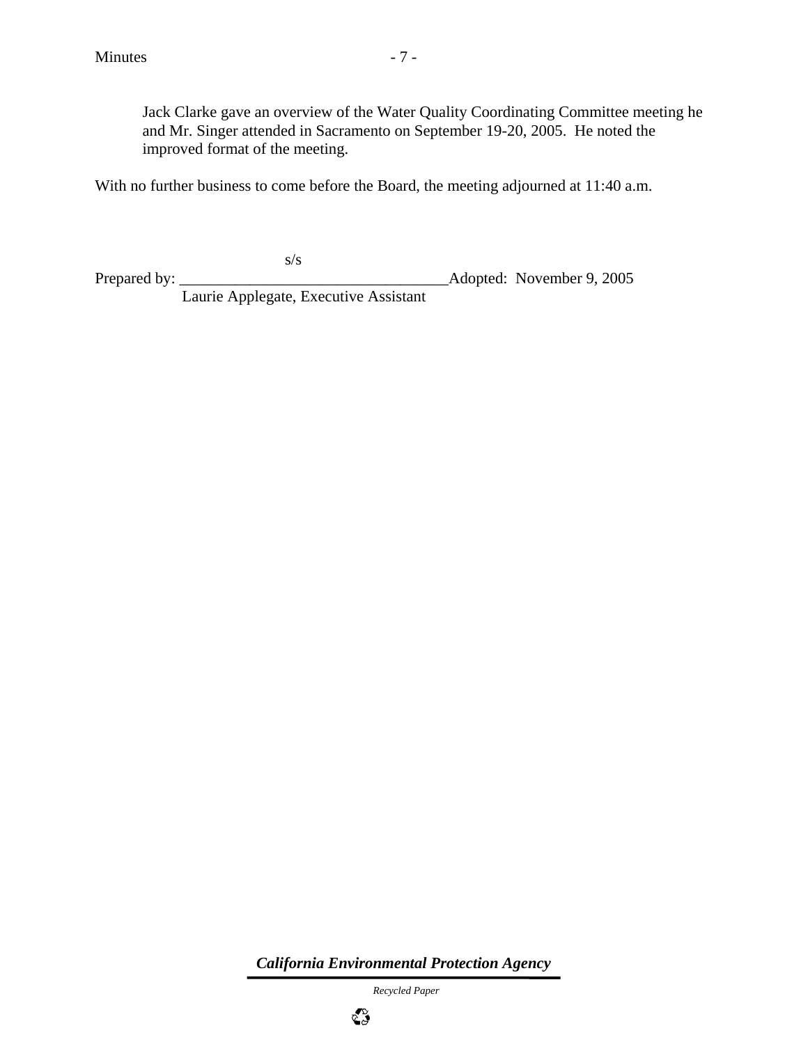Jack Clarke gave an overview of the Water Quality Coordinating Committee meeting he and Mr. Singer attended in Sacramento on September 19-20, 2005. He noted the improved format of the meeting.

With no further business to come before the Board, the meeting adjourned at 11:40 a.m.

s/s

Prepared by: ___________________________________Adopted: November 9, 2005

Laurie Applegate, Executive Assistant